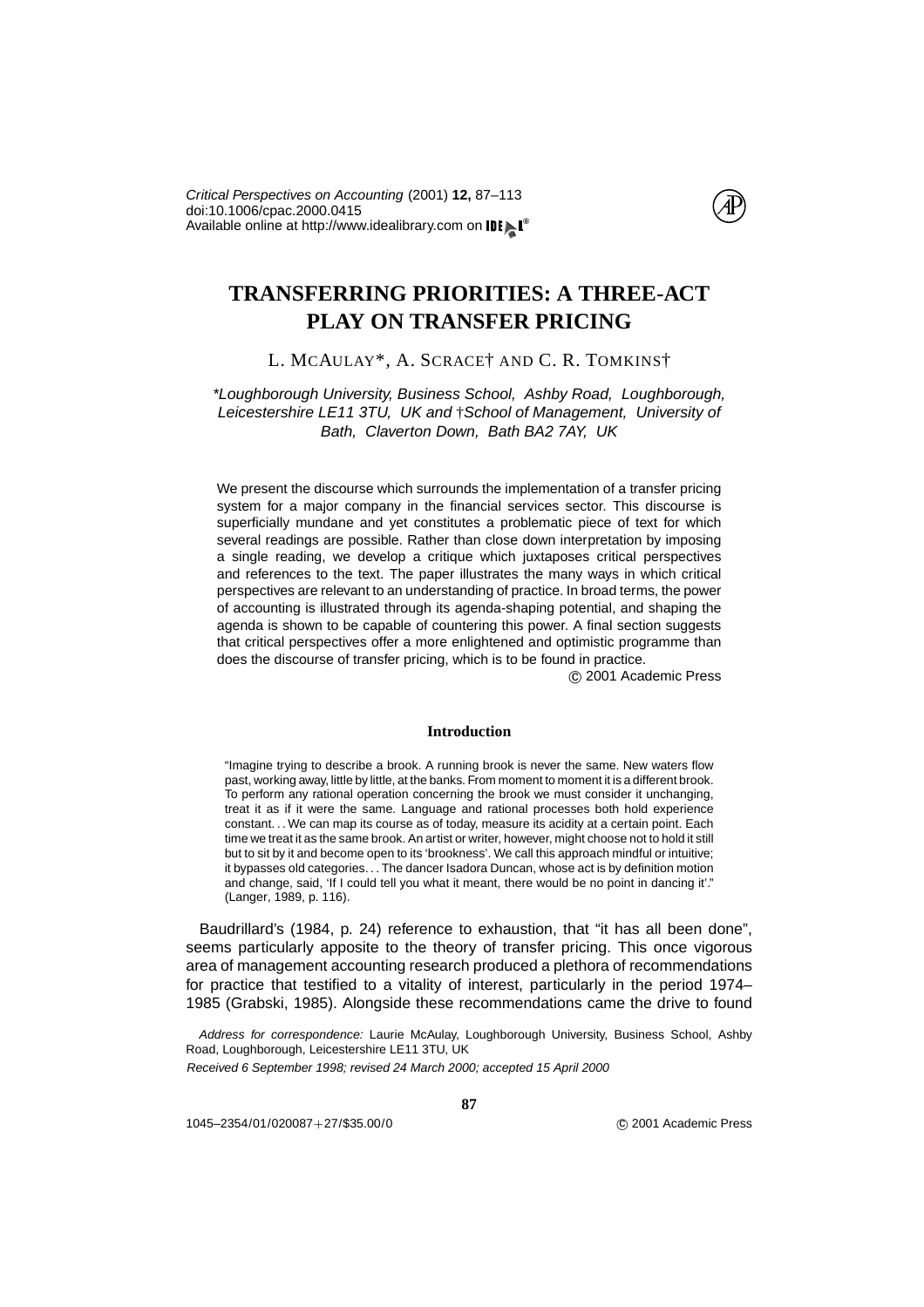# TRANSFERRING PRIORITIES: A THREE-ACT PLAY ON TRANSFER PRICING

L. McAULAY*, A. SCRACE† AND C. R. TOMKINS†

*\*Loughborough University, Business School, Ashby Road, Loughborough, Leicestershire LE11 3TU, UK and †School of Management, University of Bath, Claverton Down, Bath BA2 7AY, UK*

We present the discourse which surrounds the implementation of a transfer pricing system for a major company in the financial services sector. This discourse is superficially mundane and yet constitutes a problematic piece of text for which several readings are possible. Rather than close down interpretation by imposing a single reading, we develop a critique which juxtaposes critical perspectives and references to the text. The paper illustrates the many ways in which critical perspectives are relevant to an understanding of practice. In broad terms, the power of accounting is illustrated through its agenda-shaping potential, and shaping the agenda is shown to be capable of countering this power. A final section suggests that critical perspectives offer a more enlightened and optimistic programme than does the discourse of transfer pricing, which is to be found in practice.

© 2001 Academic Press

## Introduction

> "Imagine trying to describe a brook. A running brook is never the same. New waters flow past, working away, little by little, at the banks. From moment to moment it is a different brook. To perform any rational operation concerning the brook we must consider it unchanging, treat it as if it were the same. Language and rational processes both hold experience constant. . . We can map its course as of today, measure its acidity at a certain point. Each time we treat it as the same brook. An artist or writer, however, might choose not to hold it still but to sit by it and become open to its 'brookness'. We call this approach mindful or intuitive; it bypasses old categories. . . The dancer Isadora Duncan, whose act is by definition motion and change, said, 'If I could tell you what it meant, there would be no point in dancing it'." (Langer, 1989, p. 116).

Baudrillard's (1984, p. 24) reference to exhaustion, that "it has all been done", seems particularly apposite to the theory of transfer pricing. This once vigorous area of management accounting research produced a plethora of recommendations for practice that testified to a vitality of interest, particularly in the period 1974–1985 (Grabski, 1985). Alongside these recommendations came the drive to found

*Address for correspondence:* Laurie McAulay, Loughborough University, Business School, Ashby Road, Loughborough, Leicestershire LE11 3TU, UK

*Received 6 September 1998; revised 24 March 2000; accepted 15 April 2000*

1045–2354/01/020087+27/$35.00/0 © 2001 Academic Press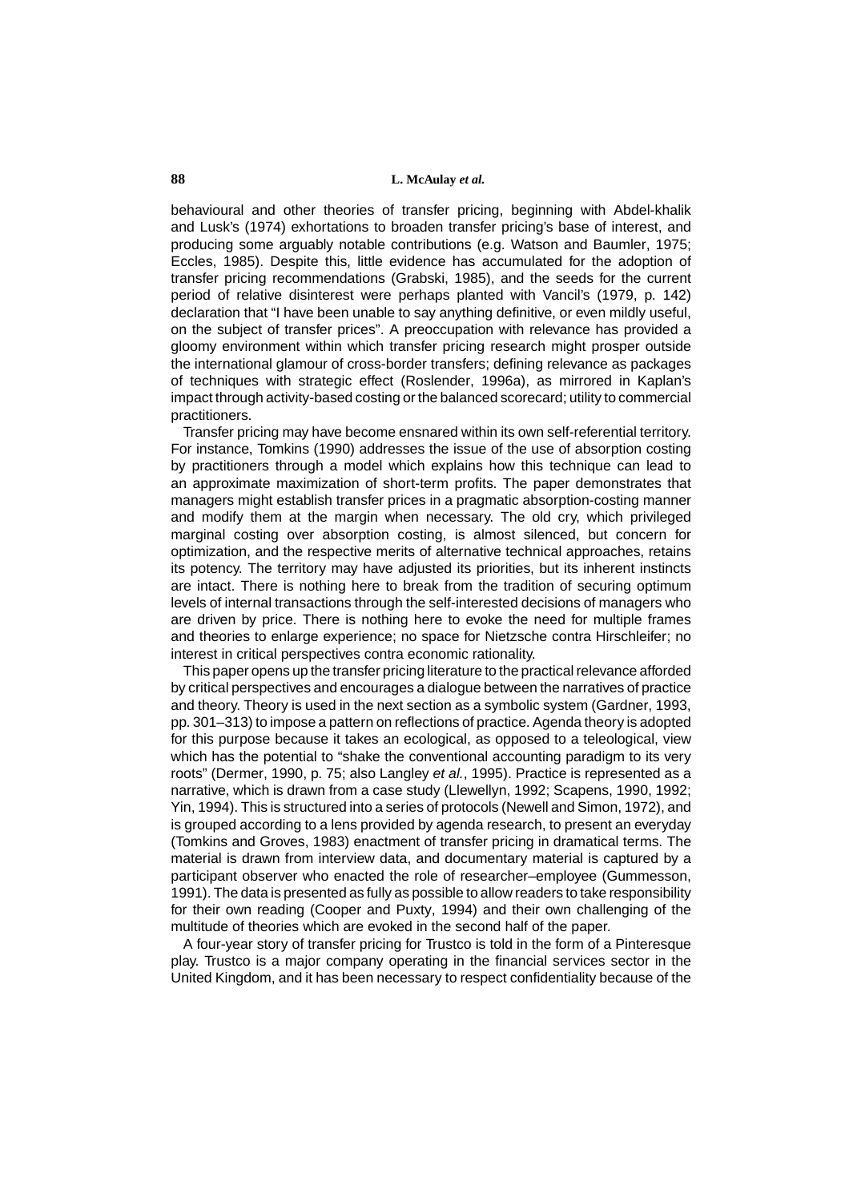behavioural and other theories of transfer pricing, beginning with Abdel-khalik and Lusk's (1974) exhortations to broaden transfer pricing's base of interest, and producing some arguably notable contributions (e.g. Watson and Baumler, 1975; Eccles, 1985). Despite this, little evidence has accumulated for the adoption of transfer pricing recommendations (Grabski, 1985), and the seeds for the current period of relative disinterest were perhaps planted with Vancil's (1979, p. 142) declaration that "I have been unable to say anything definitive, or even mildly useful, on the subject of transfer prices". A preoccupation with relevance has provided a gloomy environment within which transfer pricing research might prosper outside the international glamour of cross-border transfers; defining relevance as packages of techniques with strategic effect (Roslender, 1996a), as mirrored in Kaplan's impact through activity-based costing or the balanced scorecard; utility to commercial practitioners.

Transfer pricing may have become ensnared within its own self-referential territory. For instance, Tomkins (1990) addresses the issue of the use of absorption costing by practitioners through a model which explains how this technique can lead to an approximate maximization of short-term profits. The paper demonstrates that managers might establish transfer prices in a pragmatic absorption-costing manner and modify them at the margin when necessary. The old cry, which privileged marginal costing over absorption costing, is almost silenced, but concern for optimization, and the respective merits of alternative technical approaches, retains its potency. The territory may have adjusted its priorities, but its inherent instincts are intact. There is nothing here to break from the tradition of securing optimum levels of internal transactions through the self-interested decisions of managers who are driven by price. There is nothing here to evoke the need for multiple frames and theories to enlarge experience; no space for Nietzsche contra Hirschleifer; no interest in critical perspectives contra economic rationality.

This paper opens up the transfer pricing literature to the practical relevance afforded by critical perspectives and encourages a dialogue between the narratives of practice and theory. Theory is used in the next section as a symbolic system (Gardner, 1993, pp. 301–313) to impose a pattern on reflections of practice. Agenda theory is adopted for this purpose because it takes an ecological, as opposed to a teleological, view which has the potential to "shake the conventional accounting paradigm to its very roots" (Dermer, 1990, p. 75; also Langley *et al.*, 1995). Practice is represented as a narrative, which is drawn from a case study (Llewellyn, 1992; Scapens, 1990, 1992; Yin, 1994). This is structured into a series of protocols (Newell and Simon, 1972), and is grouped according to a lens provided by agenda research, to present an everyday (Tomkins and Groves, 1983) enactment of transfer pricing in dramatical terms. The material is drawn from interview data, and documentary material is captured by a participant observer who enacted the role of researcher–employee (Gummesson, 1991). The data is presented as fully as possible to allow readers to take responsibility for their own reading (Cooper and Puxty, 1994) and their own challenging of the multitude of theories which are evoked in the second half of the paper.

A four-year story of transfer pricing for Trustco is told in the form of a Pinteresque play. Trustco is a major company operating in the financial services sector in the United Kingdom, and it has been necessary to respect confidentiality because of the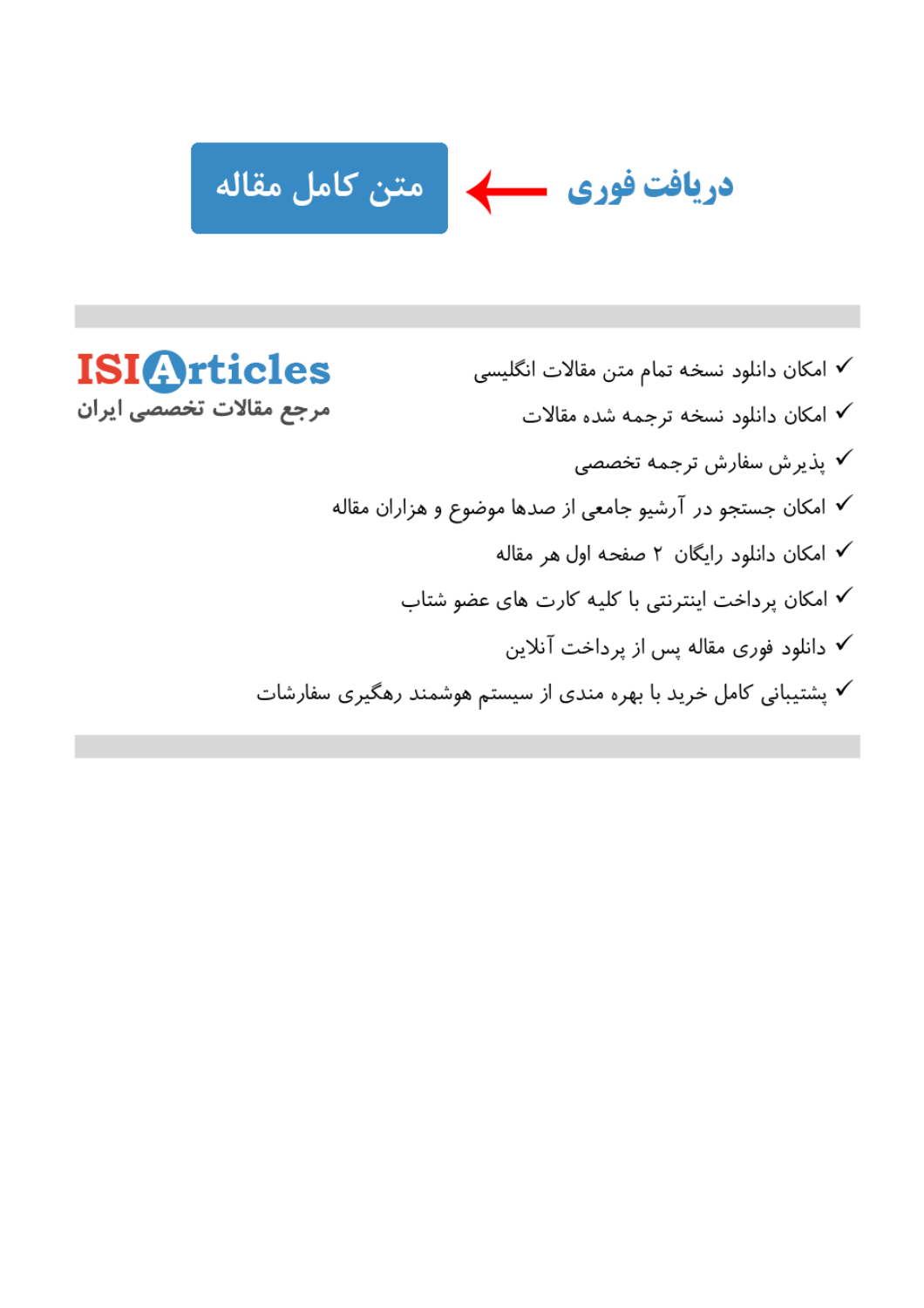دریافت فوری ← **متن کامل مقاله**

**ISIArticles**
مرجع مقالات تخصصی ایران

- ✓ امکان دانلود نسخه تمام متن مقالات انگلیسی
- ✓ امکان دانلود نسخه ترجمه شده مقالات
- ✓ پذیرش سفارش ترجمه تخصصی
- ✓ امکان جستجو در آرشیو جامعی از صدها موضوع و هزاران مقاله
- ✓ امکان دانلود رایگان ۲ صفحه اول هر مقاله
- ✓ امکان پرداخت اینترنتی با کلیه کارت های عضو شتاب
- ✓ دانلود فوری مقاله پس از پرداخت آنلاین
- ✓ پشتیبانی کامل خرید با بهره مندی از سیستم هوشمند رهگیری سفارشات